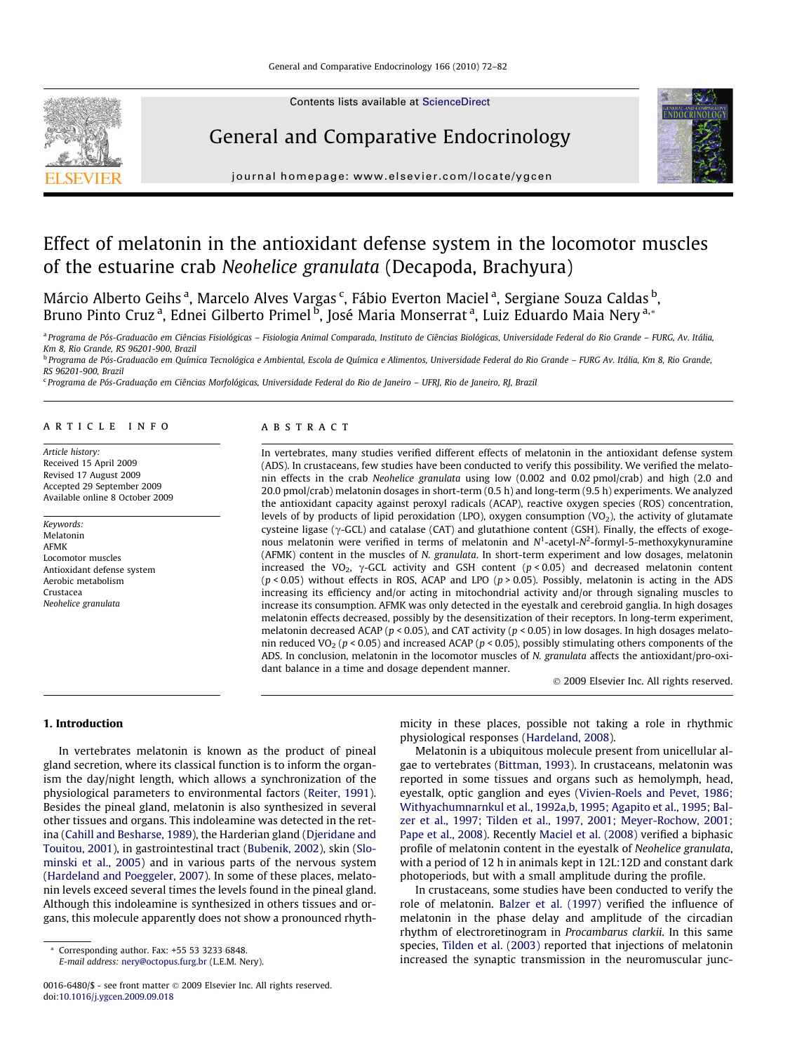# Effect of melatonin in the antioxidant defense system in the locomotor muscles of the estuarine crab *Neohelice granulata* (Decapoda, Brachyura)

Márcio Alberto Geihs [a], Marcelo Alves Vargas [c], Fábio Everton Maciel [a], Sergiane Souza Caldas [b], Bruno Pinto Cruz [a], Ednei Gilberto Primel [b], José Maria Monserrat [a], Luiz Eduardo Maia Nery [a],*

[a] Programa de Pós-Graduação em Ciências Fisiológicas – Fisiologia Animal Comparada, Instituto de Ciências Biológicas, Universidade Federal do Rio Grande – FURG, Av. Itália, Km 8, Rio Grande, RS 96201-900, Brazil

[b] Programa de Pós-Graduacão em Química Tecnológica e Ambiental, Escola de Química e Alimentos, Universidade Federal do Rio Grande – FURG Av. Itália, Km 8, Rio Grande, RS 96201-900, Brazil

[c] Programa de Pós-Graduação em Ciências Morfológicas, Universidade Federal do Rio de Janeiro – UFRJ, Rio de Janeiro, RJ, Brazil

## ARTICLE INFO

*Article history:*
Received 15 April 2009
Revised 17 August 2009
Accepted 29 September 2009
Available online 8 October 2009

*Keywords:*
Melatonin
AFMK
Locomotor muscles
Antioxidant defense system
Aerobic metabolism
Crustacea
*Neohelice granulata*

## ABSTRACT

In vertebrates, many studies verified different effects of melatonin in the antioxidant defense system (ADS). In crustaceans, few studies have been conducted to verify this possibility. We verified the melatonin effects in the crab *Neohelice granulata* using low (0.002 and 0.02 pmol/crab) and high (2.0 and 20.0 pmol/crab) melatonin dosages in short-term (0.5 h) and long-term (9.5 h) experiments. We analyzed the antioxidant capacity against peroxyl radicals (ACAP), reactive oxygen species (ROS) concentration, levels of by products of lipid peroxidation (LPO), oxygen consumption ($VO_2$), the activity of glutamate cysteine ligase ($\gamma$-GCL) and catalase (CAT) and glutathione content (GSH). Finally, the effects of exogenous melatonin were verified in terms of melatonin and $N^1$-acetyl-$N^2$-formyl-5-methoxykynuramine (AFMK) content in the muscles of *N. granulata*. In short-term experiment and low dosages, melatonin increased the $VO_2$, $\gamma$-GCL activity and GSH content ($p < 0.05$) and decreased melatonin content ($p < 0.05$) without effects in ROS, ACAP and LPO ($p > 0.05$). Possibly, melatonin is acting in the ADS increasing its efficiency and/or acting in mitochondrial activity and/or through signaling muscles to increase its consumption. AFMK was only detected in the eyestalk and cerebroid ganglia. In high dosages melatonin effects decreased, possibly by the desensitization of their receptors. In long-term experiment, melatonin decreased ACAP ($p < 0.05$), and CAT activity ($p < 0.05$) in low dosages. In high dosages melatonin reduced $VO_2$ ($p < 0.05$) and increased ACAP ($p < 0.05$), possibly stimulating others components of the ADS. In conclusion, melatonin in the locomotor muscles of *N. granulata* affects the antioxidant/pro-oxidant balance in a time and dosage dependent manner.

© 2009 Elsevier Inc. All rights reserved.

## 1. Introduction

In vertebrates melatonin is known as the product of pineal gland secretion, where its classical function is to inform the organism the day/night length, which allows a synchronization of the physiological parameters to environmental factors (Reiter, 1991). Besides the pineal gland, melatonin is also synthesized in several other tissues and organs. This indoleamine was detected in the retina (Cahill and Besharse, 1989), the Harderian gland (Djeridane and Touitou, 2001), in gastrointestinal tract (Bubenik, 2002), skin (Slominski et al., 2005) and in various parts of the nervous system (Hardeland and Poeggeler, 2007). In some of these places, melatonin levels exceed several times the levels found in the pineal gland. Although this indoleamine is synthesized in others tissues and organs, this molecule apparently does not show a pronounced rhythmicity in these places, possible not taking a role in rhythmic physiological responses (Hardeland, 2008).

Melatonin is a ubiquitous molecule present from unicellular algae to vertebrates (Bittman, 1993). In crustaceans, melatonin was reported in some tissues and organs such as hemolymph, head, eyestalk, optic ganglion and eyes (Vivien-Roels and Pevet, 1986; Withyachumnarnkul et al., 1992a,b, 1995; Agapito et al., 1995; Balzer et al., 1997; Tilden et al., 1997, 2001; Meyer-Rochow, 2001; Pape et al., 2008). Recently Maciel et al. (2008) verified a biphasic profile of melatonin content in the eyestalk of *Neohelice granulata*, with a period of 12 h in animals kept in 12L:12D and constant dark photoperiods, but with a small amplitude during the profile.

In crustaceans, some studies have been conducted to verify the role of melatonin. Balzer et al. (1997) verified the influence of melatonin in the phase delay and amplitude of the circadian rhythm of electroretinogram in *Procambarus clarkii*. In this same species, Tilden et al. (2003) reported that injections of melatonin increased the synaptic transmission in the neuromuscular junc-

\* Corresponding author. Fax: +55 53 3233 6848.
*E-mail address:* nery@octopus.furg.br (L.E.M. Nery).

0016-6480/$ - see front matter © 2009 Elsevier Inc. All rights reserved.
doi:10.1016/j.ygcen.2009.09.018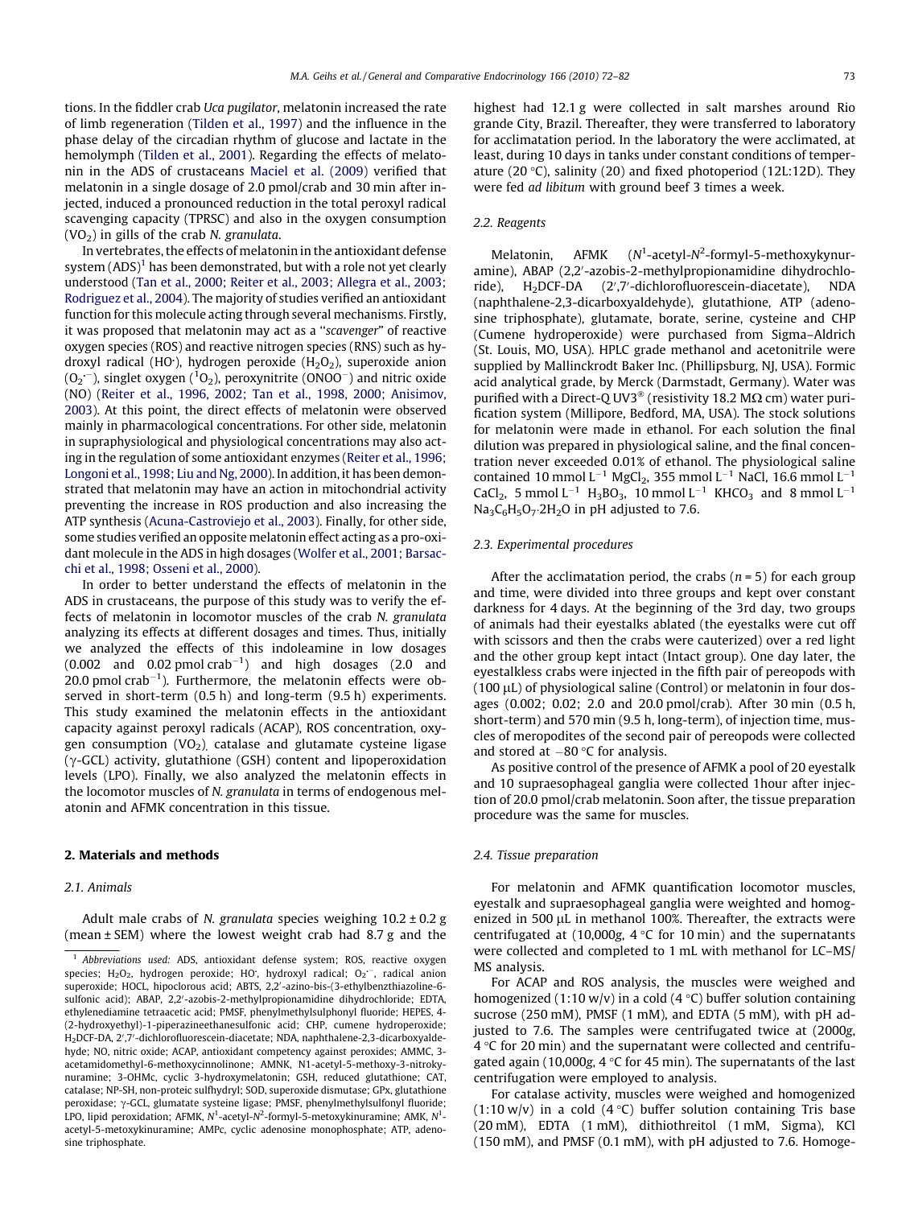tions. In the fiddler crab *Uca pugilator*, melatonin increased the rate of limb regeneration (Tilden et al., 1997) and the influence in the phase delay of the circadian rhythm of glucose and lactate in the hemolymph (Tilden et al., 2001). Regarding the effects of melatonin in the ADS of crustaceans Maciel et al. (2009) verified that melatonin in a single dosage of 2.0 pmol/crab and 30 min after injected, induced a pronounced reduction in the total peroxyl radical scavenging capacity (TPRSC) and also in the oxygen consumption ($VO_2$) in gills of the crab *N. granulata*.

In vertebrates, the effects of melatonin in the antioxidant defense system (ADS)[1] has been demonstrated, but with a role not yet clearly understood (Tan et al., 2000; Reiter et al., 2003; Allegra et al., 2003; Rodriguez et al., 2004). The majority of studies verified an antioxidant function for this molecule acting through several mechanisms. Firstly, it was proposed that melatonin may act as a "*scavenger*" of reactive oxygen species (ROS) and reactive nitrogen species (RNS) such as hydroxyl radical (HO•), hydrogen peroxide ($H_2O_2$), superoxide anion ($O_2^{\cdot-}$), singlet oxygen ($^1O_2$), peroxynitrite ($ONOO^-$) and nitric oxide (NO) (Reiter et al., 1996, 2002; Tan et al., 1998, 2000; Anisimov, 2003). At this point, the direct effects of melatonin were observed mainly in pharmacological concentrations. For other side, melatonin in supraphysiological and physiological concentrations may also acting in the regulation of some antioxidant enzymes (Reiter et al., 1996; Longoni et al., 1998; Liu and Ng, 2000). In addition, it has been demonstrated that melatonin may have an action in mitochondrial activity preventing the increase in ROS production and also increasing the ATP synthesis (Acuna-Castroviejo et al., 2003). Finally, for other side, some studies verified an opposite melatonin effect acting as a pro-oxidant molecule in the ADS in high dosages (Wolfer et al., 2001; Barsacchi et al., 1998; Osseni et al., 2000).

In order to better understand the effects of melatonin in the ADS in crustaceans, the purpose of this study was to verify the effects of melatonin in locomotor muscles of the crab *N. granulata* analyzing its effects at different dosages and times. Thus, initially we analyzed the effects of this indoleamine in low dosages (0.002 and 0.02 pmol crab$^{-1}$) and high dosages (2.0 and 20.0 pmol crab$^{-1}$). Furthermore, the melatonin effects were observed in short-term (0.5 h) and long-term (9.5 h) experiments. This study examined the melatonin effects in the antioxidant capacity against peroxyl radicals (ACAP), ROS concentration, oxygen consumption ($VO_2$), catalase and glutamate cysteine ligase (γ-GCL) activity, glutathione (GSH) content and lipoperoxidation levels (LPO). Finally, we also analyzed the melatonin effects in the locomotor muscles of *N. granulata* in terms of endogenous melatonin and AFMK concentration in this tissue.

## 2. Materials and methods

### 2.1. Animals

Adult male crabs of *N. granulata* species weighing 10.2 ± 0.2 g (mean ± SEM) where the lowest weight crab had 8.7 g and the highest had 12.1 g were collected in salt marshes around Rio grande City, Brazil. Thereafter, they were transferred to laboratory for acclimatation period. In the laboratory the were acclimated, at least, during 10 days in tanks under constant conditions of temperature (20 °C), salinity (20) and fixed photoperiod (12L:12D). They were fed *ad libitum* with ground beef 3 times a week.

### 2.2. Reagents

Melatonin, AFMK ($N^1$-acetyl-$N^2$-formyl-5-methoxykynuramine), ABAP (2,2′-azobis-2-methylpropionamidine dihydrochloride), $H_2DCF$-DA (2′,7′-dichlorofluorescein-diacetate), NDA (naphthalene-2,3-dicarboxyaldehyde), glutathione, ATP (adenosine triphosphate), glutamate, borate, serine, cysteine and CHP (Cumene hydroperoxide) were purchased from Sigma–Aldrich (St. Louis, MO, USA). HPLC grade methanol and acetonitrile were supplied by Mallinckrodt Baker Inc. (Phillipsburg, NJ, USA). Formic acid analytical grade, by Merck (Darmstadt, Germany). Water was purified with a Direct-Q UV3® (resistivity 18.2 MΩ cm) water purification system (Millipore, Bedford, MA, USA). The stock solutions for melatonin were made in ethanol. For each solution the final dilution was prepared in physiological saline, and the final concentration never exceeded 0.01% of ethanol. The physiological saline contained 10 mmol L$^{-1}$ $MgCl_2$, 355 mmol L$^{-1}$ NaCl, 16.6 mmol L$^{-1}$ $CaCl_2$, 5 mmol L$^{-1}$ $H_3BO_3$, 10 mmol L$^{-1}$ $KHCO_3$ and 8 mmol L$^{-1}$ $Na_3C_6H_5O_7{\cdot}2H_2O$ in pH adjusted to 7.6.

### 2.3. Experimental procedures

After the acclimatation period, the crabs ($n = 5$) for each group and time, were divided into three groups and kept over constant darkness for 4 days. At the beginning of the 3rd day, two groups of animals had their eyestalks ablated (the eyestalks were cut off with scissors and then the crabs were cauterized) over a red light and the other group kept intact (Intact group). One day later, the eyestalkless crabs were injected in the fifth pair of pereopods with (100 μL) of physiological saline (Control) or melatonin in four dosages (0.002; 0.02; 2.0 and 20.0 pmol/crab). After 30 min (0.5 h, short-term) and 570 min (9.5 h, long-term), of injection time, muscles of meropodites of the second pair of pereopods were collected and stored at −80 °C for analysis.

As positive control of the presence of AFMK a pool of 20 eyestalk and 10 supraesophageal ganglia were collected 1hour after injection of 20.0 pmol/crab melatonin. Soon after, the tissue preparation procedure was the same for muscles.

### 2.4. Tissue preparation

For melatonin and AFMK quantification locomotor muscles, eyestalk and supraesophageal ganglia were weighted and homogenized in 500 μL in methanol 100%. Thereafter, the extracts were centrifugated at (10,000g, 4 °C for 10 min) and the supernatants were collected and completed to 1 mL with methanol for LC–MS/MS analysis.

For ACAP and ROS analysis, the muscles were weighed and homogenized (1:10 w/v) in a cold (4 °C) buffer solution containing sucrose (250 mM), PMSF (1 mM), and EDTA (5 mM), with pH adjusted to 7.6. The samples were centrifugated twice at (2000g, 4 °C for 20 min) and the supernatant were collected and centrifugated again (10,000g, 4 °C for 45 min). The supernatants of the last centrifugation were employed to analysis.

For catalase activity, muscles were weighed and homogenized (1:10 w/v) in a cold (4 °C) buffer solution containing Tris base (20 mM), EDTA (1 mM), dithiothreitol (1 mM, Sigma), KCl (150 mM), and PMSF (0.1 mM), with pH adjusted to 7.6. Homoge-

[1] *Abbreviations used:* ADS, antioxidant defense system; ROS, reactive oxygen species; $H_2O_2$, hydrogen peroxide; HO•, hydroxyl radical; $O_2^{\cdot-}$, radical anion superoxide; HOCL, hipoclorous acid; ABTS, 2,2′-azino-bis-(3-ethylbenzthiazoline-6-sulfonic acid); ABAP, 2,2′-azobis-2-methylpropionamidine dihydrochloride; EDTA, ethylenediamine tetraacetic acid; PMSF, phenylmethylsulphonyl fluoride; HEPES, 4-(2-hydroxyethyl)-1-piperazineethanesulfonic acid; CHP, cumene hydroperoxide; $H_2DCF$-DA, 2′,7′-dichlorofluorescein-diacetate; NDA, naphthalene-2,3-dicarboxyaldehyde; NO, nitric oxide; ACAP, antioxidant competency against peroxides; AMMC, 3-acetamidomethyl-6-methoxycinnolinone; AMNK, N1-acetyl-5-methoxy-3-nitrokynuramine; 3-OHMc, cyclic 3-hydroxymelatonin; GSH, reduced glutathione; CAT, catalase; NP-SH, non-proteic sulfhydryl; SOD, superoxide dismutase; GPx, glutathione peroxidase; γ-GCL, glumatate systeine ligase; PMSF, phenylmethylsulfonyl fluoride; LPO, lipid peroxidation; AFMK, $N^1$-acetyl-$N^2$-formyl-5-metoxykinuramine; AMK, $N^1$-acetyl-5-metoxykinuramine; AMPc, cyclic adenosine monophosphate; ATP, adenosine triphosphate.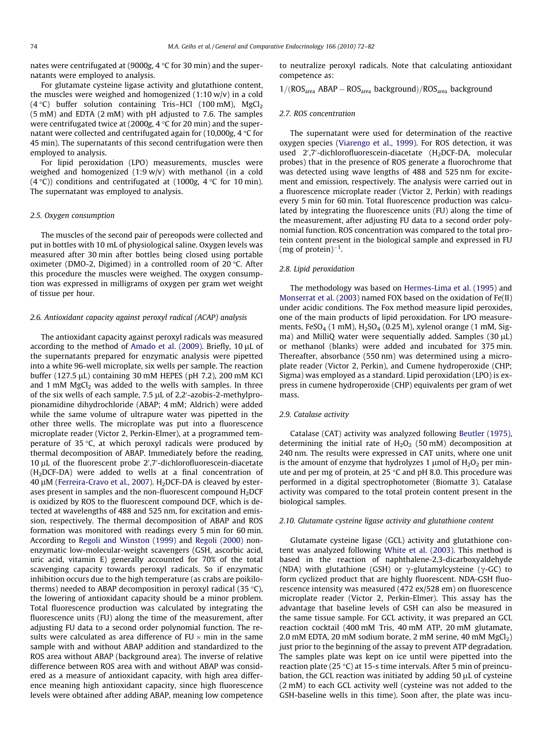nates were centrifugated at (9000g, 4 °C for 30 min) and the supernatants were employed to analysis.

For glutamate cysteine ligase activity and glutathione content, the muscles were weighed and homogenized (1:10 w/v) in a cold (4 °C) buffer solution containing Tris–HCl (100 mM), $MgCl_2$ (5 mM) and EDTA (2 mM) with pH adjusted to 7.6. The samples were centrifugated twice at (2000g, 4 °C for 20 min) and the supernatant were collected and centrifugated again for (10,000g, 4 °C for 45 min). The supernatants of this second centrifugation were then employed to analysis.

For lipid peroxidation (LPO) measurements, muscles were weighed and homogenized (1:9 w/v) with methanol (in a cold (4 °C)) conditions and centrifugated at (1000g, 4 °C for 10 min). The supernatant was employed to analysis.

### 2.5. Oxygen consumption

The muscles of the second pair of pereopods were collected and put in bottles with 10 mL of physiological saline. Oxygen levels was measured after 30 min after bottles being closed using portable oximeter (DMO-2, Digimed) in a controlled room of 20 °C. After this procedure the muscles were weighed. The oxygen consumption was expressed in milligrams of oxygen per gram wet weight of tissue per hour.

### 2.6. Antioxidant capacity against peroxyl radical (ACAP) analysis

The antioxidant capacity against peroxyl radicals was measured according to the method of Amado et al. (2009). Briefly, 10 μL of the supernatants prepared for enzymatic analysis were pipetted into a white 96-well microplate, six wells per sample. The reaction buffer (127.5 μL) containing 30 mM HEPES (pH 7.2), 200 mM KCl and 1 mM $MgCl_2$ was added to the wells with samples. In three of the six wells of each sample, 7.5 μL of 2,2′-azobis-2-methylpropionamidine dihydrochloride (ABAP; 4 mM; Aldrich) were added while the same volume of ultrapure water was pipetted in the other three wells. The microplate was put into a fluorescence microplate reader (Victor 2, Perkin-Elmer), at a programmed temperature of 35 °C, at which peroxyl radicals were produced by thermal decomposition of ABAP. Immediately before the reading, 10 μL of the fluorescent probe 2′,7′-dichlorofluorescein-diacetate ($H_2$DCF-DA) were added to wells at a final concentration of 40 μM (Ferreira-Cravo et al., 2007). $H_2$DCF-DA is cleaved by esterases present in samples and the non-fluorescent compound $H_2$DCF is oxidized by ROS to the fluorescent compound DCF, which is detected at wavelengths of 488 and 525 nm, for excitation and emission, respectively. The thermal decomposition of ABAP and ROS formation was monitored with readings every 5 min for 60 min. According to Regoli and Winston (1999) and Regoli (2000) nonenzymatic low-molecular-weight scavengers (GSH, ascorbic acid, uric acid, vitamin E) generally accounted for 70% of the total scavenging capacity towards peroxyl radicals. So if enzymatic inhibition occurs due to the high temperature (as crabs are poikilotherms) needed to ABAP decomposition in peroxyl radical (35 °C), the lowering of antioxidant capacity should be a minor problem. Total fluorescence production was calculated by integrating the fluorescence units (FU) along the time of the measurement, after adjusting FU data to a second order polynomial function. The results were calculated as area difference of FU × min in the same sample with and without ABAP addition and standardized to the ROS area without ABAP (background area). The inverse of relative difference between ROS area with and without ABAP was considered as a measure of antioxidant capacity, with high area difference meaning high antioxidant capacity, since high fluorescence levels were obtained after adding ABAP, meaning low competence to neutralize peroxyl radicals. Note that calculating antioxidant competence as:

$$1/(\mathrm{ROS_{area}\ ABAP} - \mathrm{ROS_{area}\ background})/\mathrm{ROS_{area}\ background}$$

### 2.7. ROS concentration

The supernatant were used for determination of the reactive oxygen species (Viarengo et al., 1999). For ROS detection, it was used 2′,7′-dichlorofluorescein-diacetate ($H_2$DCF-DA, molecular probes) that in the presence of ROS generate a fluorochrome that was detected using wave lengths of 488 and 525 nm for excitement and emission, respectively. The analysis were carried out in a fluorescence microplate reader (Victor 2, Perkin) with readings every 5 min for 60 min. Total fluorescence production was calculated by integrating the fluorescence units (FU) along the time of the measurement, after adjusting FU data to a second order polynomial function. ROS concentration was compared to the total protein content present in the biological sample and expressed in FU (mg of protein)$^{-1}$.

### 2.8. Lipid peroxidation

The methodology was based on Hermes-Lima et al. (1995) and Monserrat et al. (2003) named FOX based on the oxidation of Fe(II) under acidic conditions. The Fox method measure lipid peroxides, one of the main products of lipid peroxidation. For LPO measurements, $FeSO_4$ (1 mM), $H_2SO_4$ (0.25 M), xylenol orange (1 mM, Sigma) and MilliQ water were sequentially added. Samples (30 μL) or methanol (blanks) were added and incubated for 375 min. Thereafter, absorbance (550 nm) was determined using a microplate reader (Victor 2, Perkin), and Cumene hydroperoxide (CHP; Sigma) was employed as a standard. Lipid peroxidation (LPO) is express in cumene hydroperoxide (CHP) equivalents per gram of wet mass.

### 2.9. Catalase activity

Catalase (CAT) activity was analyzed following Beutler (1975), determining the initial rate of $H_2O_2$ (50 mM) decomposition at 240 nm. The results were expressed in CAT units, where one unit is the amount of enzyme that hydrolyzes 1 μmol of $H_2O_2$ per minute and per mg of protein, at 25 °C and pH 8.0. This procedure was performed in a digital spectrophotometer (Biomatte 3). Catalase activity was compared to the total protein content present in the biological samples.

### 2.10. Glutamate cysteine ligase activity and glutathione content

Glutamate cysteine ligase (GCL) activity and glutathione content was analyzed following White et al. (2003). This method is based in the reaction of naphthalene-2,3-dicarboxyaldehyde (NDA) with glutathione (GSH) or γ-glutamylcysteine (γ-GC) to form cyclized product that are highly fluorescent. NDA-GSH fluorescence intensity was measured (472 ex/528 em) on fluorescence microplate reader (Victor 2, Perkin-Elmer). This assay has the advantage that baseline levels of GSH can also be measured in the same tissue sample. For GCL activity, it was prepared an GCL reaction cocktail (400 mM Tris, 40 mM ATP, 20 mM glutamate, 2.0 mM EDTA, 20 mM sodium borate, 2 mM serine, 40 mM $MgCl_2$) just prior to the beginning of the assay to prevent ATP degradation. The samples plate was kept on ice until were pipetted into the reaction plate (25 °C) at 15-s time intervals. After 5 min of preincubation, the GCL reaction was initiated by adding 50 μL of cysteine (2 mM) to each GCL activity well (cysteine was not added to the GSH-baseline wells in this time). Soon after, the plate was incu-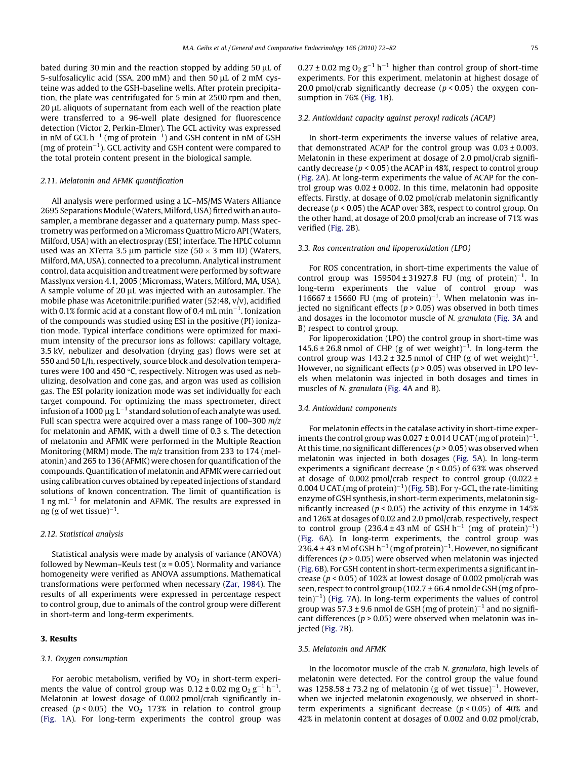bated during 30 min and the reaction stopped by adding 50 μL of 5-sulfosalicylic acid (SSA, 200 mM) and then 50 μL of 2 mM cysteine was added to the GSH-baseline wells. After protein precipitation, the plate was centrifugated for 5 min at 2500 rpm and then, 20 μL aliquots of supernatant from each well of the reaction plate were transferred to a 96-well plate designed for fluorescence detection (Victor 2, Perkin-Elmer). The GCL activity was expressed in nM of GCL $h^{-1}$ (mg of protein$^{-1}$) and GSH content in nM of GSH (mg of protein$^{-1}$). GCL activity and GSH content were compared to the total protein content present in the biological sample.

### 2.11. Melatonin and AFMK quantification

All analysis were performed using a LC–MS/MS Waters Alliance 2695 Separations Module (Waters, Milford, USA) fitted with an autosampler, a membrane degasser and a quaternary pump. Mass spectrometry was performed on a Micromass Quattro Micro API (Waters, Milford, USA) with an electrospray (ESI) interface. The HPLC column used was an XTerra 3.5 μm particle size (50 × 3 mm ID) (Waters, Milford, MA, USA), connected to a precolumn. Analytical instrument control, data acquisition and treatment were performed by software Masslynx version 4.1, 2005 (Micromass, Waters, Milford, MA, USA). A sample volume of 20 μL was injected with an autosampler. The mobile phase was Acetonitrile:purified water (52:48, v/v), acidified with 0.1% formic acid at a constant flow of 0.4 mL $min^{-1}$. Ionization of the compounds was studied using ESI in the positive (PI) ionization mode. Typical interface conditions were optimized for maximum intensity of the precursor ions as follows: capillary voltage, 3.5 kV, nebulizer and desolvation (drying gas) flows were set at 550 and 50 L/h, respectively, source block and desolvation temperatures were 100 and 450 °C, respectively. Nitrogen was used as nebulizing, desolvation and cone gas, and argon was used as collision gas. The ESI polarity ionization mode was set individually for each target compound. For optimizing the mass spectrometer, direct infusion of a 1000 μg $L^{-1}$ standard solution of each analyte was used. Full scan spectra were acquired over a mass range of 100–300 *m/z* for melatonin and AFMK, with a dwell time of 0.3 s. The detection of melatonin and AFMK were performed in the Multiple Reaction Monitoring (MRM) mode. The *m/z* transition from 233 to 174 (melatonin) and 265 to 136 (AFMK) were chosen for quantification of the compounds. Quantification of melatonin and AFMK were carried out using calibration curves obtained by repeated injections of standard solutions of known concentration. The limit of quantification is 1 ng $mL^{-1}$ for melatonin and AFMK. The results are expressed in ng (g of wet tissue)$^{-1}$.

### 2.12. Statistical analysis

Statistical analysis were made by analysis of variance (ANOVA) followed by Newman–Keuls test ($\alpha = 0.05$). Normality and variance homogeneity were verified as ANOVA assumptions. Mathematical transformations were performed when necessary (Zar, 1984). The results of all experiments were expressed in percentage respect to control group, due to animals of the control group were different in short-term and long-term experiments.

## 3. Results

### 3.1. Oxygen consumption

For aerobic metabolism, verified by $VO_2$ in short-term experiments the value of control group was $0.12 \pm 0.02$ mg $O_2$ $g^{-1}$ $h^{-1}$. Melatonin at lowest dosage of 0.002 pmol/crab significantly increased ($p < 0.05$) the $VO_2$ 173% in relation to control group (Fig. 1A). For long-term experiments the control group was $0.27 \pm 0.02$ mg $O_2$ $g^{-1}$ $h^{-1}$ higher than control group of short-time experiments. For this experiment, melatonin at highest dosage of 20.0 pmol/crab significantly decrease ($p < 0.05$) the oxygen consumption in 76% (Fig. 1B).

### 3.2. Antioxidant capacity against peroxyl radicals (ACAP)

In short-term experiments the inverse values of relative area, that demonstrated ACAP for the control group was $0.03 \pm 0.003$. Melatonin in these experiment at dosage of 2.0 pmol/crab significantly decrease ($p < 0.05$) the ACAP in 48%, respect to control group (Fig. 2A). At long-term experiments the value of ACAP for the control group was $0.02 \pm 0.002$. In this time, melatonin had opposite effects. Firstly, at dosage of 0.02 pmol/crab melatonin significantly decrease ($p < 0.05$) the ACAP over 38%, respect to control group. On the other hand, at dosage of 20.0 pmol/crab an increase of 71% was verified (Fig. 2B).

### 3.3. Ros concentration and lipoperoxidation (LPO)

For ROS concentration, in short-time experiments the value of control group was $159504 \pm 31927.8$ FU (mg of protein)$^{-1}$. In long-term experiments the value of control group was $116667 \pm 15660$ FU (mg of protein)$^{-1}$. When melatonin was injected no significant effects ($p > 0.05$) was observed in both times and dosages in the locomotor muscle of *N. granulata* (Fig. 3A and B) respect to control group.

For lipoperoxidation (LPO) the control group in short-time was $145.6 \pm 26.8$ nmol of CHP (g of wet weight)$^{-1}$. In long-term the control group was $143.2 \pm 32.5$ nmol of CHP (g of wet weight)$^{-1}$. However, no significant effects ($p > 0.05$) was observed in LPO levels when melatonin was injected in both dosages and times in muscles of *N. granulata* (Fig. 4A and B).

### 3.4. Antioxidant components

For melatonin effects in the catalase activity in short-time experiments the control group was $0.027 \pm 0.014$ U CAT (mg of protein)$^{-1}$. At this time, no significant differences ($p > 0.05$) was observed when melatonin was injected in both dosages (Fig. 5A). In long-term experiments a significant decrease ($p < 0.05$) of 63% was observed at dosage of 0.002 pmol/crab respect to control group ($0.022 \pm 0.004$ U CAT.(mg of protein)$^{-1}$) (Fig. 5B). For γ-GCL, the rate-limiting enzyme of GSH synthesis, in short-term experiments, melatonin significantly increased ($p < 0.05$) the activity of this enzyme in 145% and 126% at dosages of 0.02 and 2.0 pmol/crab, respectively, respect to control group ($236.4 \pm 43$ nM of GSH $h^{-1}$ (mg of protein)$^{-1}$) (Fig. 6A). In long-term experiments, the control group was $236.4 \pm 43$ nM of GSH $h^{-1}$ (mg of protein)$^{-1}$. However, no significant differences ($p > 0.05$) were observed when melatonin was injected (Fig. 6B). For GSH content in short-term experiments a significant increase ($p < 0.05$) of 102% at lowest dosage of 0.002 pmol/crab was seen, respect to control group ($102.7 \pm 66.4$ nmol de GSH (mg of protein)$^{-1}$) (Fig. 7A). In long-term experiments the values of control group was $57.3 \pm 9.6$ nmol de GSH (mg of protein)$^{-1}$ and no significant differences ($p > 0.05$) were observed when melatonin was injected (Fig. 7B).

### 3.5. Melatonin and AFMK

In the locomotor muscle of the crab *N. granulata*, high levels of melatonin were detected. For the control group the value found was $1258.58 \pm 73.2$ ng of melatonin (g of wet tissue)$^{-1}$. However, when we injected melatonin exogenously, we observed in short-term experiments a significant decrease ($p < 0.05$) of 40% and 42% in melatonin content at dosages of 0.002 and 0.02 pmol/crab,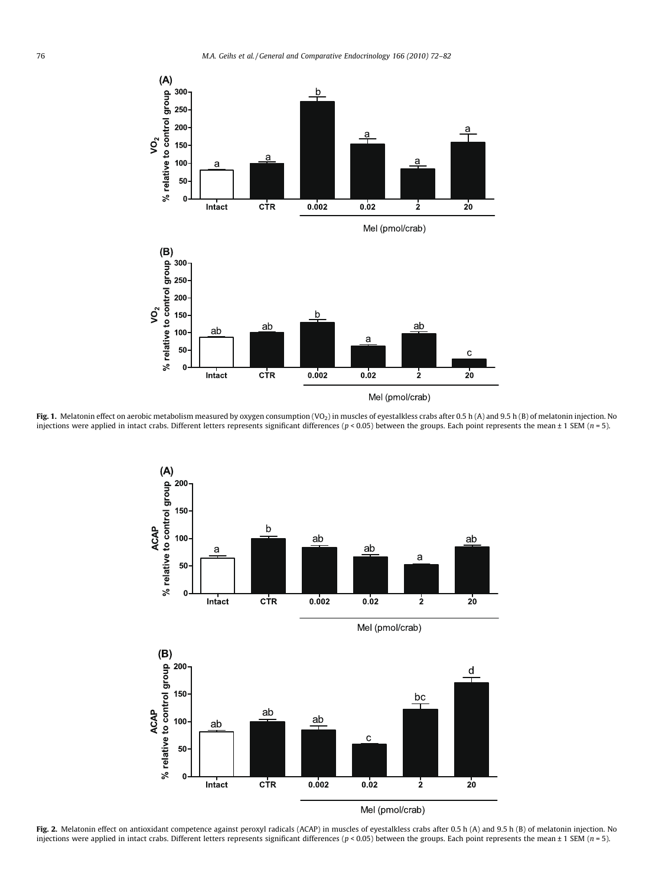**Fig. 1.** Melatonin effect on aerobic metabolism measured by oxygen consumption ($VO_2$) in muscles of eyestalkless crabs after 0.5 h (A) and 9.5 h (B) of melatonin injection. No injections were applied in intact crabs. Different letters represents significant differences ($p < 0.05$) between the groups. Each point represents the mean ± 1 SEM ($n = 5$).

**Fig. 2.** Melatonin effect on antioxidant competence against peroxyl radicals (ACAP) in muscles of eyestalkless crabs after 0.5 h (A) and 9.5 h (B) of melatonin injection. No injections were applied in intact crabs. Different letters represents significant differences ($p < 0.05$) between the groups. Each point represents the mean ± 1 SEM ($n = 5$).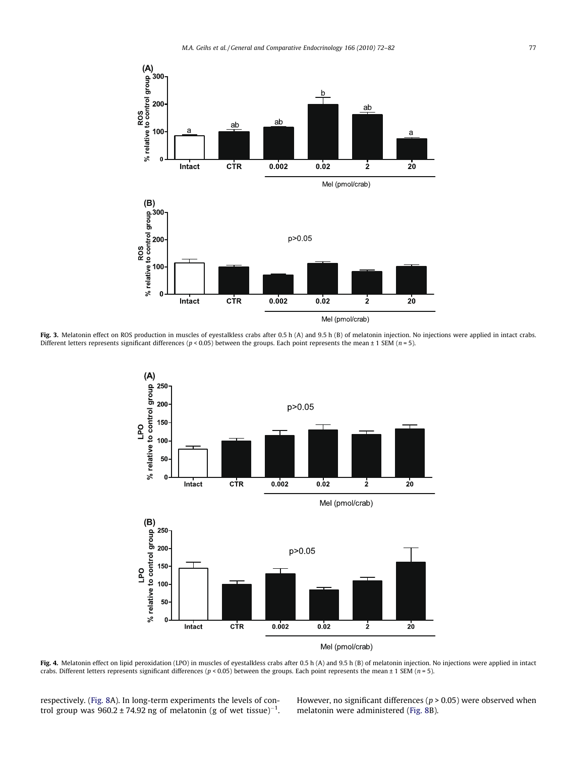Fig. 3. Melatonin effect on ROS production in muscles of eyestalkless crabs after 0.5 h (A) and 9.5 h (B) of melatonin injection. No injections were applied in intact crabs. Different letters represents significant differences ($p < 0.05$) between the groups. Each point represents the mean ± 1 SEM ($n = 5$).

Fig. 4. Melatonin effect on lipid peroxidation (LPO) in muscles of eyestalkless crabs after 0.5 h (A) and 9.5 h (B) of melatonin injection. No injections were applied in intact crabs. Different letters represents significant differences ($p < 0.05$) between the groups. Each point represents the mean ± 1 SEM ($n = 5$).

respectively. (Fig. 8A). In long-term experiments the levels of control group was 960.2 ± 74.92 ng of melatonin (g of wet tissue)$^{-1}$. However, no significant differences ($p > 0.05$) were observed when melatonin were administered (Fig. 8B).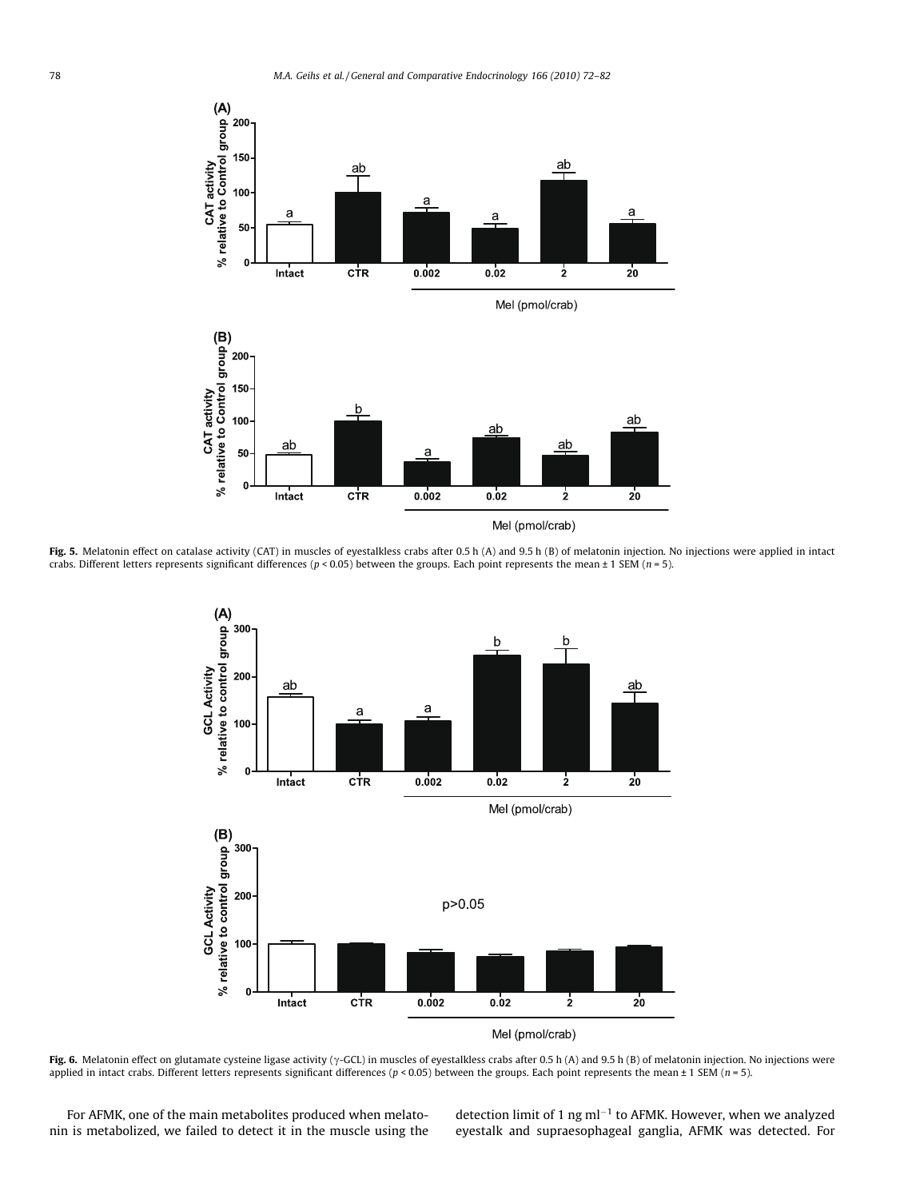**Fig. 5.** Melatonin effect on catalase activity (CAT) in muscles of eyestalkless crabs after 0.5 h (A) and 9.5 h (B) of melatonin injection. No injections were applied in intact crabs. Different letters represents significant differences ($p < 0.05$) between the groups. Each point represents the mean ± 1 SEM ($n = 5$).

**Fig. 6.** Melatonin effect on glutamate cysteine ligase activity (γ-GCL) in muscles of eyestalkless crabs after 0.5 h (A) and 9.5 h (B) of melatonin injection. No injections were applied in intact crabs. Different letters represents significant differences ($p < 0.05$) between the groups. Each point represents the mean ± 1 SEM ($n = 5$).

For AFMK, one of the main metabolites produced when melatonin is metabolized, we failed to detect it in the muscle using the detection limit of 1 ng $ml^{-1}$ to AFMK. However, when we analyzed eyestalk and supraesophageal ganglia, AFMK was detected. For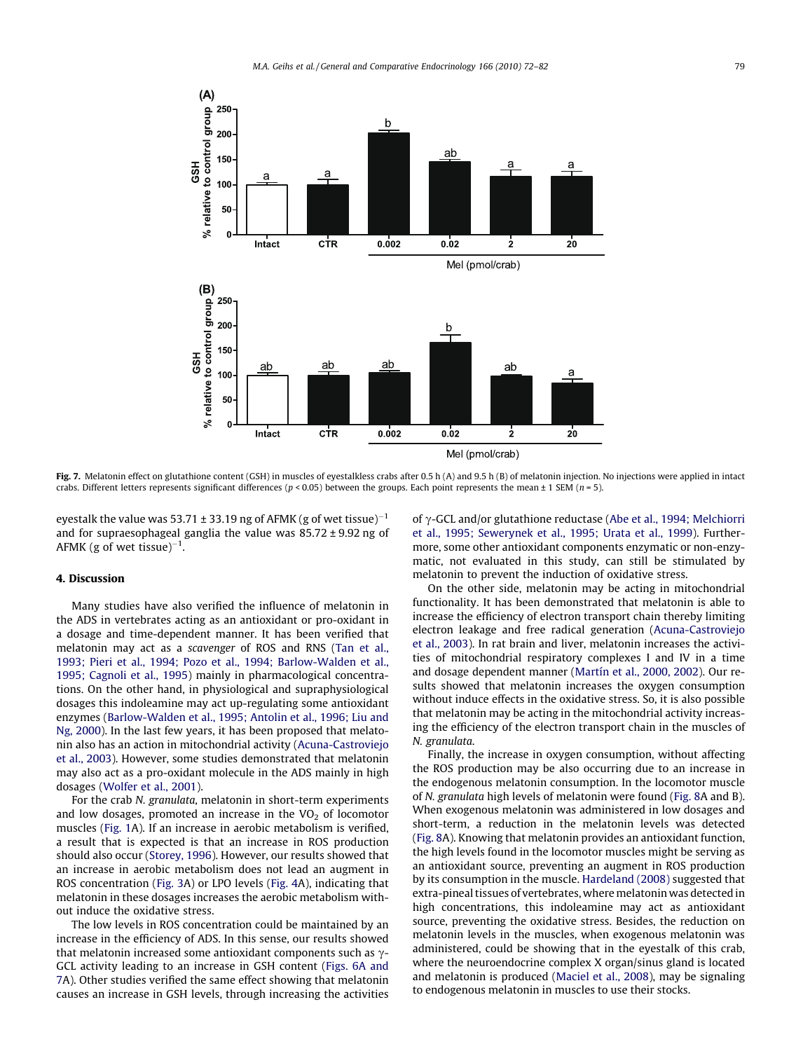Fig. 7. Melatonin effect on glutathione content (GSH) in muscles of eyestalkless crabs after 0.5 h (A) and 9.5 h (B) of melatonin injection. No injections were applied in intact crabs. Different letters represents significant differences ($p < 0.05$) between the groups. Each point represents the mean ± 1 SEM ($n = 5$).

eyestalk the value was 53.71 ± 33.19 ng of AFMK (g of wet tissue)$^{-1}$ and for supraesophageal ganglia the value was 85.72 ± 9.92 ng of AFMK (g of wet tissue)$^{-1}$.

## 4. Discussion

Many studies have also verified the influence of melatonin in the ADS in vertebrates acting as an antioxidant or pro-oxidant in a dosage and time-dependent manner. It has been verified that melatonin may act as a *scavenger* of ROS and RNS (Tan et al., 1993; Pieri et al., 1994; Pozo et al., 1994; Barlow-Walden et al., 1995; Cagnoli et al., 1995) mainly in pharmacological concentrations. On the other hand, in physiological and supraphysiological dosages this indoleamine may act up-regulating some antioxidant enzymes (Barlow-Walden et al., 1995; Antolin et al., 1996; Liu and Ng, 2000). In the last few years, it has been proposed that melatonin also has an action in mitochondrial activity (Acuna-Castroviejo et al., 2003). However, some studies demonstrated that melatonin may also act as a pro-oxidant molecule in the ADS mainly in high dosages (Wolfer et al., 2001).

For the crab *N. granulata*, melatonin in short-term experiments and low dosages, promoted an increase in the $VO_2$ of locomotor muscles (Fig. 1A). If an increase in aerobic metabolism is verified, a result that is expected is that an increase in ROS production should also occur (Storey, 1996). However, our results showed that an increase in aerobic metabolism does not lead an augment in ROS concentration (Fig. 3A) or LPO levels (Fig. 4A), indicating that melatonin in these dosages increases the aerobic metabolism without induce the oxidative stress.

The low levels in ROS concentration could be maintained by an increase in the efficiency of ADS. In this sense, our results showed that melatonin increased some antioxidant components such as γ-GCL activity leading to an increase in GSH content (Figs. 6A and 7A). Other studies verified the same effect showing that melatonin causes an increase in GSH levels, through increasing the activities of γ-GCL and/or glutathione reductase (Abe et al., 1994; Melchiorri et al., 1995; Sewerynek et al., 1995; Urata et al., 1999). Furthermore, some other antioxidant components enzymatic or non-enzymatic, not evaluated in this study, can still be stimulated by melatonin to prevent the induction of oxidative stress.

On the other side, melatonin may be acting in mitochondrial functionality. It has been demonstrated that melatonin is able to increase the efficiency of electron transport chain thereby limiting electron leakage and free radical generation (Acuna-Castroviejo et al., 2003). In rat brain and liver, melatonin increases the activities of mitochondrial respiratory complexes I and IV in a time and dosage dependent manner (Martín et al., 2000, 2002). Our results showed that melatonin increases the oxygen consumption without induce effects in the oxidative stress. So, it is also possible that melatonin may be acting in the mitochondrial activity increasing the efficiency of the electron transport chain in the muscles of *N. granulata*.

Finally, the increase in oxygen consumption, without affecting the ROS production may be also occurring due to an increase in the endogenous melatonin consumption. In the locomotor muscle of *N. granulata* high levels of melatonin were found (Fig. 8A and B). When exogenous melatonin was administered in low dosages and short-term, a reduction in the melatonin levels was detected (Fig. 8A). Knowing that melatonin provides an antioxidant function, the high levels found in the locomotor muscles might be serving as an antioxidant source, preventing an augment in ROS production by its consumption in the muscle. Hardeland (2008) suggested that extra-pineal tissues of vertebrates, where melatonin was detected in high concentrations, this indoleamine may act as antioxidant source, preventing the oxidative stress. Besides, the reduction on melatonin levels in the muscles, when exogenous melatonin was administered, could be showing that in the eyestalk of this crab, where the neuroendocrine complex X organ/sinus gland is located and melatonin is produced (Maciel et al., 2008), may be signaling to endogenous melatonin in muscles to use their stocks.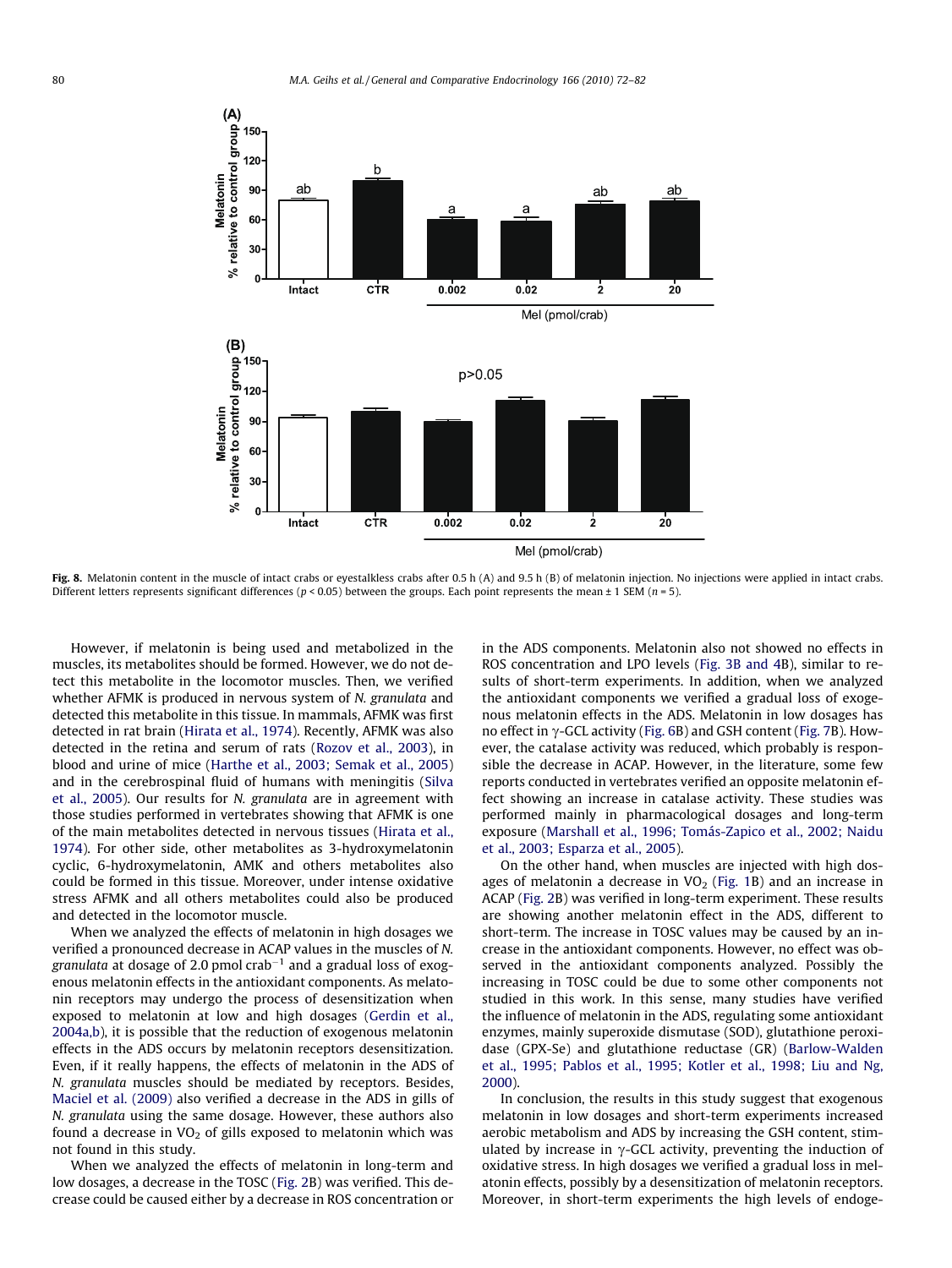Fig. 8. Melatonin content in the muscle of intact crabs or eyestalkless crabs after 0.5 h (A) and 9.5 h (B) of melatonin injection. No injections were applied in intact crabs. Different letters represents significant differences ($p < 0.05$) between the groups. Each point represents the mean ± 1 SEM ($n = 5$).

However, if melatonin is being used and metabolized in the muscles, its metabolites should be formed. However, we do not detect this metabolite in the locomotor muscles. Then, we verified whether AFMK is produced in nervous system of *N. granulata* and detected this metabolite in this tissue. In mammals, AFMK was first detected in rat brain (Hirata et al., 1974). Recently, AFMK was also detected in the retina and serum of rats (Rozov et al., 2003), in blood and urine of mice (Harthe et al., 2003; Semak et al., 2005) and in the cerebrospinal fluid of humans with meningitis (Silva et al., 2005). Our results for *N. granulata* are in agreement with those studies performed in vertebrates showing that AFMK is one of the main metabolites detected in nervous tissues (Hirata et al., 1974). For other side, other metabolites as 3-hydroxymelatonin cyclic, 6-hydroxymelatonin, AMK and others metabolites also could be formed in this tissue. Moreover, under intense oxidative stress AFMK and all others metabolites could also be produced and detected in the locomotor muscle.

When we analyzed the effects of melatonin in high dosages we verified a pronounced decrease in ACAP values in the muscles of *N. granulata* at dosage of 2.0 pmol crab$^{-1}$ and a gradual loss of exogenous melatonin effects in the antioxidant components. As melatonin receptors may undergo the process of desensitization when exposed to melatonin at low and high dosages (Gerdin et al., 2004a,b), it is possible that the reduction of exogenous melatonin effects in the ADS occurs by melatonin receptors desensitization. Even, if it really happens, the effects of melatonin in the ADS of *N. granulata* muscles should be mediated by receptors. Besides, Maciel et al. (2009) also verified a decrease in the ADS in gills of *N. granulata* using the same dosage. However, these authors also found a decrease in $VO_2$ of gills exposed to melatonin which was not found in this study.

When we analyzed the effects of melatonin in long-term and low dosages, a decrease in the TOSC (Fig. 2B) was verified. This decrease could be caused either by a decrease in ROS concentration or in the ADS components. Melatonin also not showed no effects in ROS concentration and LPO levels (Fig. 3B and 4B), similar to results of short-term experiments. In addition, when we analyzed the antioxidant components we verified a gradual loss of exogenous melatonin effects in the ADS. Melatonin in low dosages has no effect in γ-GCL activity (Fig. 6B) and GSH content (Fig. 7B). However, the catalase activity was reduced, which probably is responsible the decrease in ACAP. However, in the literature, some few reports conducted in vertebrates verified an opposite melatonin effect showing an increase in catalase activity. These studies was performed mainly in pharmacological dosages and long-term exposure (Marshall et al., 1996; Tomás-Zapico et al., 2002; Naidu et al., 2003; Esparza et al., 2005).

On the other hand, when muscles are injected with high dosages of melatonin a decrease in $VO_2$ (Fig. 1B) and an increase in ACAP (Fig. 2B) was verified in long-term experiment. These results are showing another melatonin effect in the ADS, different to short-term. The increase in TOSC values may be caused by an increase in the antioxidant components. However, no effect was observed in the antioxidant components analyzed. Possibly the increasing in TOSC could be due to some other components not studied in this work. In this sense, many studies have verified the influence of melatonin in the ADS, regulating some antioxidant enzymes, mainly superoxide dismutase (SOD), glutathione peroxidase (GPX-Se) and glutathione reductase (GR) (Barlow-Walden et al., 1995; Pablos et al., 1995; Kotler et al., 1998; Liu and Ng, 2000).

In conclusion, the results in this study suggest that exogenous melatonin in low dosages and short-term experiments increased aerobic metabolism and ADS by increasing the GSH content, stimulated by increase in γ-GCL activity, preventing the induction of oxidative stress. In high dosages we verified a gradual loss in melatonin effects, possibly by a desensitization of melatonin receptors. Moreover, in short-term experiments the high levels of endoge-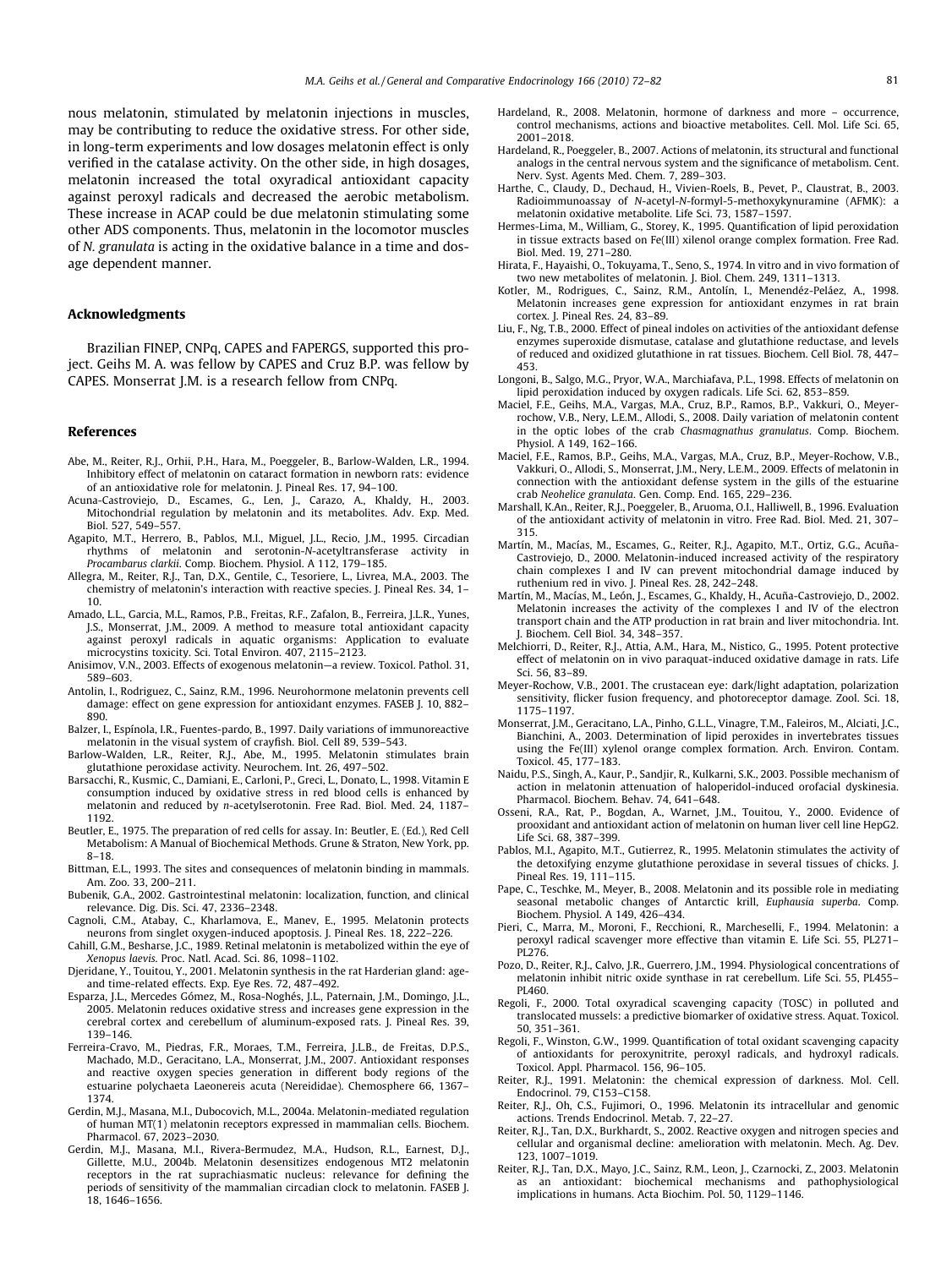nous melatonin, stimulated by melatonin injections in muscles, may be contributing to reduce the oxidative stress. For other side, in long-term experiments and low dosages melatonin effect is only verified in the catalase activity. On the other side, in high dosages, melatonin increased the total oxyradical antioxidant capacity against peroxyl radicals and decreased the aerobic metabolism. These increase in ACAP could be due melatonin stimulating some other ADS components. Thus, melatonin in the locomotor muscles of *N. granulata* is acting in the oxidative balance in a time and dosage dependent manner.

## Acknowledgments

Brazilian FINEP, CNPq, CAPES and FAPERGS, supported this project. Geihs M. A. was fellow by CAPES and Cruz B.P. was fellow by CAPES. Monserrat J.M. is a research fellow from CNPq.

## References

Abe, M., Reiter, R.J., Orhii, P.H., Hara, M., Poeggeler, B., Barlow-Walden, L.R., 1994. Inhibitory effect of melatonin on cataract formation in newborn rats: evidence of an antioxidative role for melatonin. J. Pineal Res. 17, 94–100.

Acuna-Castroviejo, D., Escames, G., Len, J., Carazo, A., Khaldy, H., 2003. Mitochondrial regulation by melatonin and its metabolites. Adv. Exp. Med. Biol. 527, 549–557.

Agapito, M.T., Herrero, B., Pablos, M.I., Miguel, J.L., Recio, J.M., 1995. Circadian rhythms of melatonin and serotonin-*N*-acetyltransferase activity in *Procambarus clarkii*. Comp. Biochem. Physiol. A 112, 179–185.

Allegra, M., Reiter, R.J., Tan, D.X., Gentile, C., Tesoriere, L., Livrea, M.A., 2003. The chemistry of melatonin's interaction with reactive species. J. Pineal Res. 34, 1–10.

Amado, L.L., Garcia, M.L., Ramos, P.B., Freitas, R.F., Zafalon, B., Ferreira, J.L.R., Yunes, J.S., Monserrat, J.M., 2009. A method to measure total antioxidant capacity against peroxyl radicals in aquatic organisms: Application to evaluate microcystins toxicity. Sci. Total Environ. 407, 2115–2123.

Anisimov, V.N., 2003. Effects of exogenous melatonin—a review. Toxicol. Pathol. 31, 589–603.

Antolin, I., Rodriguez, C., Sainz, R.M., 1996. Neurohormone melatonin prevents cell damage: effect on gene expression for antioxidant enzymes. FASEB J. 10, 882–890.

Balzer, I., Espínola, I.R., Fuentes-pardo, B., 1997. Daily variations of immunoreactive melatonin in the visual system of crayfish. Biol. Cell 89, 539–543.

Barlow-Walden, L.R., Reiter, R.J., Abe, M., 1995. Melatonin stimulates brain glutathione peroxidase activity. Neurochem. Int. 26, 497–502.

Barsacchi, R., Kusmic, C., Damiani, E., Carloni, P., Greci, L., Donato, L., 1998. Vitamin E consumption induced by oxidative stress in red blood cells is enhanced by melatonin and reduced by *n*-acetylserotonin. Free Rad. Biol. Med. 24, 1187–1192.

Beutler, E., 1975. The preparation of red cells for assay. In: Beutler, E. (Ed.), Red Cell Metabolism: A Manual of Biochemical Methods. Grune & Straton, New York, pp. 8–18.

Bittman, E.L., 1993. The sites and consequences of melatonin binding in mammals. Am. Zoo. 33, 200–211.

Bubenik, G.A., 2002. Gastrointestinal melatonin: localization, function, and clinical relevance. Dig. Dis. Sci. 47, 2336–2348.

Cagnoli, C.M., Atabay, C., Kharlamova, E., Manev, E., 1995. Melatonin protects neurons from singlet oxygen-induced apoptosis. J. Pineal Res. 18, 222–226.

Cahill, G.M., Besharse, J.C., 1989. Retinal melatonin is metabolized within the eye of *Xenopus laevis*. Proc. Natl. Acad. Sci. 86, 1098–1102.

Djeridane, Y., Touitou, Y., 2001. Melatonin synthesis in the rat Harderian gland: age- and time-related effects. Exp. Eye Res. 72, 487–492.

Esparza, J.L., Mercedes Gómez, M., Rosa-Noghés, J.L., Paternain, J.M., Domingo, J.L., 2005. Melatonin reduces oxidative stress and increases gene expression in the cerebral cortex and cerebellum of aluminum-exposed rats. J. Pineal Res. 39, 139–146.

Ferreira-Cravo, M., Piedras, F.R., Moraes, T.M., Ferreira, J.L.B., de Freitas, D.P.S., Machado, M.D., Geracitano, L.A., Monserrat, J.M., 2007. Antioxidant responses and reactive oxygen species generation in different body regions of the estuarine polychaeta Laeonereis acuta (Nereididae). Chemosphere 66, 1367–1374.

Gerdin, M.J., Masana, M.I., Dubocovich, M.L., 2004a. Melatonin-mediated regulation of human MT(1) melatonin receptors expressed in mammalian cells. Biochem. Pharmacol. 67, 2023–2030.

Gerdin, M.J., Masana, M.I., Rivera-Bermudez, M.A., Hudson, R.L., Earnest, D.J., Gillette, M.U., 2004b. Melatonin desensitizes endogenous MT2 melatonin receptors in the rat suprachiasmatic nucleus: relevance for defining the periods of sensitivity of the mammalian circadian clock to melatonin. FASEB J. 18, 1646–1656.

Hardeland, R., 2008. Melatonin, hormone of darkness and more – occurrence, control mechanisms, actions and bioactive metabolites. Cell. Mol. Life Sci. 65, 2001–2018.

Hardeland, R., Poeggeler, B., 2007. Actions of melatonin, its structural and functional analogs in the central nervous system and the significance of metabolism. Cent. Nerv. Syst. Agents Med. Chem. 7, 289–303.

Harthe, C., Claudy, D., Dechaud, H., Vivien-Roels, B., Pevet, P., Claustrat, B., 2003. Radioimmunoassay of *N*-acetyl-*N*-formyl-5-methoxykynuramine (AFMK): a melatonin oxidative metabolite. Life Sci. 73, 1587–1597.

Hermes-Lima, M., William, G., Storey, K., 1995. Quantification of lipid peroxidation in tissue extracts based on Fe(III) xilenol orange complex formation. Free Rad. Biol. Med. 19, 271–280.

Hirata, F., Hayaishi, O., Tokuyama, T., Seno, S., 1974. In vitro and in vivo formation of two new metabolites of melatonin. J. Biol. Chem. 249, 1311–1313.

Kotler, M., Rodrigues, C., Sainz, R.M., Antolín, I., Menendéz-Peláez, A., 1998. Melatonin increases gene expression for antioxidant enzymes in rat brain cortex. J. Pineal Res. 24, 83–89.

Liu, F., Ng, T.B., 2000. Effect of pineal indoles on activities of the antioxidant defense enzymes superoxide dismutase, catalase and glutathione reductase, and levels of reduced and oxidized glutathione in rat tissues. Biochem. Cell Biol. 78, 447–453.

Longoni, B., Salgo, M.G., Pryor, W.A., Marchiafava, P.L., 1998. Effects of melatonin on lipid peroxidation induced by oxygen radicals. Life Sci. 62, 853–859.

Maciel, F.E., Geihs, M.A., Vargas, M.A., Cruz, B.P., Ramos, B.P., Vakkuri, O., Meyer-rochow, V.B., Nery, L.E.M., Allodi, S., 2008. Daily variation of melatonin content in the optic lobes of the crab *Chasmagnathus granulatus*. Comp. Biochem. Physiol. A 149, 162–166.

Maciel, F.E., Ramos, B.P., Geihs, M.A., Vargas, M.A., Cruz, B.P., Meyer-Rochow, V.B., Vakkuri, O., Allodi, S., Monserrat, J.M., Nery, L.E.M., 2009. Effects of melatonin in connection with the antioxidant defense system in the gills of the estuarine crab *Neohelice granulata*. Gen. Comp. End. 165, 229–236.

Marshall, K.An., Reiter, R.J., Poeggeler, B., Aruoma, O.I., Halliwell, B., 1996. Evaluation of the antioxidant activity of melatonin in vitro. Free Rad. Biol. Med. 21, 307–315.

Martín, M., Macías, M., Escames, G., Reiter, R.J., Agapito, M.T., Ortiz, G.G., Acuña-Castroviejo, D., 2000. Melatonin-induced increased activity of the respiratory chain complexes I and IV can prevent mitochondrial damage induced by ruthenium red in vivo. J. Pineal Res. 28, 242–248.

Martín, M., Macías, M., León, J., Escames, G., Khaldy, H., Acuña-Castroviejo, D., 2002. Melatonin increases the activity of the complexes I and IV of the electron transport chain and the ATP production in rat brain and liver mitochondria. Int. J. Biochem. Cell Biol. 34, 348–357.

Melchiorri, D., Reiter, R.J., Attia, A.M., Hara, M., Nistico, G., 1995. Potent protective effect of melatonin on in vivo paraquat-induced oxidative damage in rats. Life Sci. 56, 83–89.

Meyer-Rochow, V.B., 2001. The crustacean eye: dark/light adaptation, polarization sensitivity, flicker fusion frequency, and photoreceptor damage. Zool. Sci. 18, 1175–1197.

Monserrat, J.M., Geracitano, L.A., Pinho, G.L.L., Vinagre, T.M., Faleiros, M., Alciati, J.C., Bianchini, A., 2003. Determination of lipid peroxides in invertebrates tissues using the Fe(III) xylenol orange complex formation. Arch. Environ. Contam. Toxicol. 45, 177–183.

Naidu, P.S., Singh, A., Kaur, P., Sandjir, R., Kulkarni, S.K., 2003. Possible mechanism of action in melatonin attenuation of haloperidol-induced orofacial dyskinesia. Pharmacol. Biochem. Behav. 74, 641–648.

Osseni, R.A., Rat, P., Bogdan, A., Warnet, J.M., Touitou, Y., 2000. Evidence of prooxidant and antioxidant action of melatonin on human liver cell line HepG2. Life Sci. 68, 387–399.

Pablos, M.I., Agapito, M.T., Gutierrez, R., 1995. Melatonin stimulates the activity of the detoxifying enzyme glutathione peroxidase in several tissues of chicks. J. Pineal Res. 19, 111–115.

Pape, C., Teschke, M., Meyer, B., 2008. Melatonin and its possible role in mediating seasonal metabolic changes of Antarctic krill, *Euphausia superba*. Comp. Biochem. Physiol. A 149, 426–434.

Pieri, C., Marra, M., Moroni, F., Recchioni, R., Marcheselli, F., 1994. Melatonin: a peroxyl radical scavenger more effective than vitamin E. Life Sci. 55, PL271–PL276.

Pozo, D., Reiter, R.J., Calvo, J.R., Guerrero, J.M., 1994. Physiological concentrations of melatonin inhibit nitric oxide synthase in rat cerebellum. Life Sci. 55, PL455–PL460.

Regoli, F., 2000. Total oxyradical scavenging capacity (TOSC) in polluted and translocated mussels: a predictive biomarker of oxidative stress. Aquat. Toxicol. 50, 351–361.

Regoli, F., Winston, G.W., 1999. Quantification of total oxidant scavenging capacity of antioxidants for peroxynitrite, peroxyl radicals, and hydroxyl radicals. Toxicol. Appl. Pharmacol. 156, 96–105.

Reiter, R.J., 1991. Melatonin: the chemical expression of darkness. Mol. Cell. Endocrinol. 79, C153–C158.

Reiter, R.J., Oh, C.S., Fujimori, O., 1996. Melatonin its intracellular and genomic actions. Trends Endocrinol. Metab. 7, 22–27.

Reiter, R.J., Tan, D.X., Burkhardt, S., 2002. Reactive oxygen and nitrogen species and cellular and organismal decline: amelioration with melatonin. Mech. Ag. Dev. 123, 1007–1019.

Reiter, R.J., Tan, D.X., Mayo, J.C., Sainz, R.M., Leon, J., Czarnocki, Z., 2003. Melatonin as an antioxidant: biochemical mechanisms and pathophysiological implications in humans. Acta Biochim. Pol. 50, 1129–1146.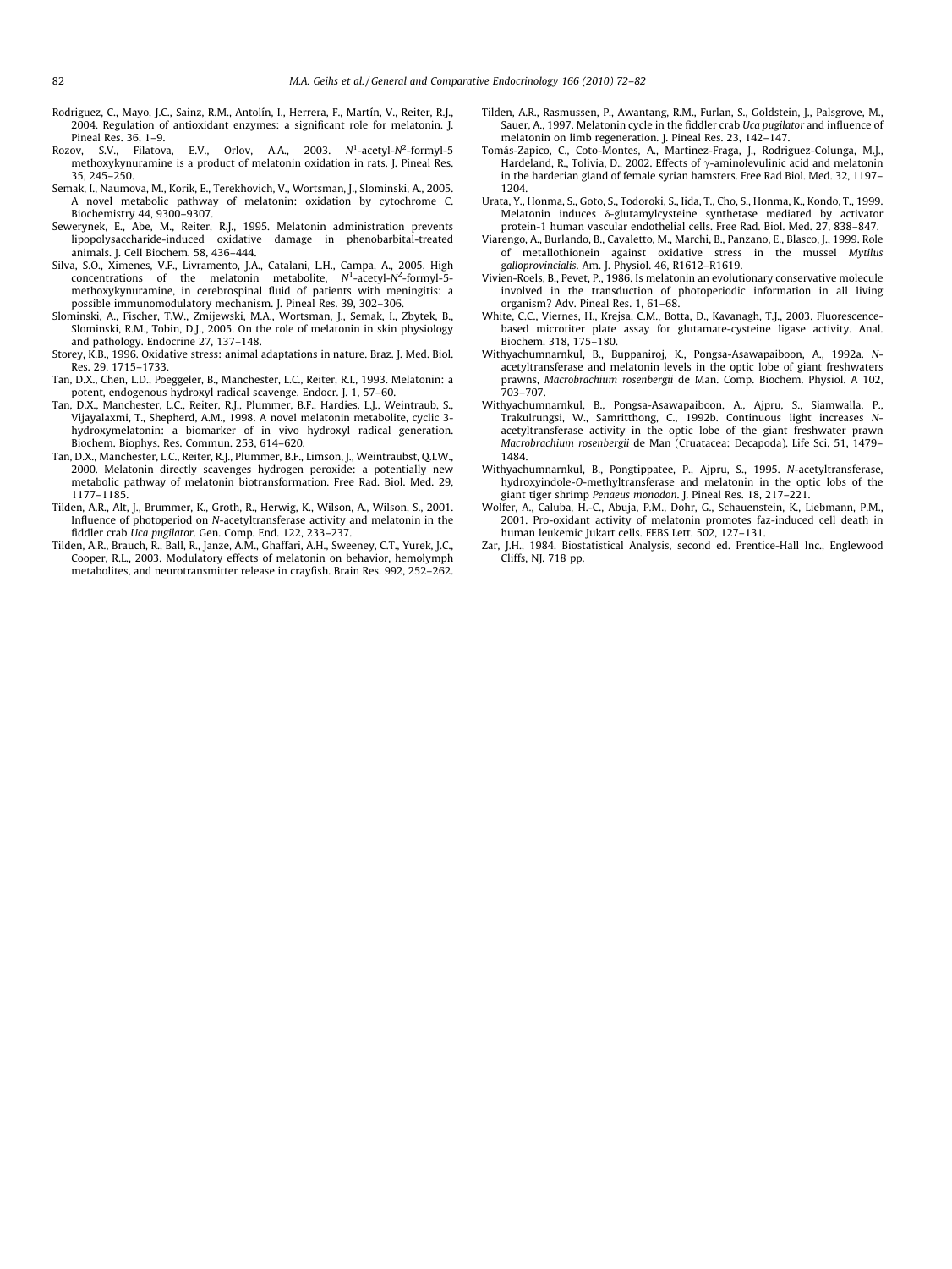Rodriguez, C., Mayo, J.C., Sainz, R.M., Antolín, I., Herrera, F., Martín, V., Reiter, R.J., 2004. Regulation of antioxidant enzymes: a significant role for melatonin. J. Pineal Res. 36, 1–9.

Rozov, S.V., Filatova, E.V., Orlov, A.A., 2003. $N^1$-acetyl-$N^2$-formyl-5 methoxykynuramine is a product of melatonin oxidation in rats. J. Pineal Res. 35, 245–250.

Semak, I., Naumova, M., Korik, E., Terekhovich, V., Wortsman, J., Slominski, A., 2005. A novel metabolic pathway of melatonin: oxidation by cytochrome C. Biochemistry 44, 9300–9307.

Sewerynek, E., Abe, M., Reiter, R.J., 1995. Melatonin administration prevents lipopolysaccharide-induced oxidative damage in phenobarbital-treated animals. J. Cell Biochem. 58, 436–444.

Silva, S.O., Ximenes, V.F., Livramento, J.A., Catalani, L.H., Campa, A., 2005. High concentrations of the melatonin metabolite, $N^1$-acetyl-$N^2$-formyl-5-methoxykynuramine, in cerebrospinal fluid of patients with meningitis: a possible immunomodulatory mechanism. J. Pineal Res. 39, 302–306.

Slominski, A., Fischer, T.W., Zmijewski, M.A., Wortsman, J., Semak, I., Zbytek, B., Slominski, R.M., Tobin, D.J., 2005. On the role of melatonin in skin physiology and pathology. Endocrine 27, 137–148.

Storey, K.B., 1996. Oxidative stress: animal adaptations in nature. Braz. J. Med. Biol. Res. 29, 1715–1733.

Tan, D.X., Chen, L.D., Poeggeler, B., Manchester, L.C., Reiter, R.I., 1993. Melatonin: a potent, endogenous hydroxyl radical scavenge. Endocr. J. 1, 57–60.

Tan, D.X., Manchester, L.C., Reiter, R.J., Plummer, B.F., Hardies, L.J., Weintraub, S., Vijayalaxmi, T., Shepherd, A.M., 1998. A novel melatonin metabolite, cyclic 3-hydroxymelatonin: a biomarker of in vivo hydroxyl radical generation. Biochem. Biophys. Res. Commun. 253, 614–620.

Tan, D.X., Manchester, L.C., Reiter, R.J., Plummer, B.F., Limson, J., Weintraubst, Q.I.W., 2000. Melatonin directly scavenges hydrogen peroxide: a potentially new metabolic pathway of melatonin biotransformation. Free Rad. Biol. Med. 29, 1177–1185.

Tilden, A.R., Alt, J., Brummer, K., Groth, R., Herwig, K., Wilson, A., Wilson, S., 2001. Influence of photoperiod on *N*-acetyltransferase activity and melatonin in the fiddler crab *Uca pugilator*. Gen. Comp. End. 122, 233–237.

Tilden, A.R., Brauch, R., Ball, R., Janze, A.M., Ghaffari, A.H., Sweeney, C.T., Yurek, J.C., Cooper, R.L., 2003. Modulatory effects of melatonin on behavior, hemolymph metabolites, and neurotransmitter release in crayfish. Brain Res. 992, 252–262.

Tilden, A.R., Rasmussen, P., Awantang, R.M., Furlan, S., Goldstein, J., Palsgrove, M., Sauer, A., 1997. Melatonin cycle in the fiddler crab *Uca pugilator* and influence of melatonin on limb regeneration. J. Pineal Res. 23, 142–147.

Tomás-Zapico, C., Coto-Montes, A., Martinez-Fraga, J., Rodriguez-Colunga, M.J., Hardeland, R., Tolivia, D., 2002. Effects of $\gamma$-aminolevulinic acid and melatonin in the harderian gland of female syrian hamsters. Free Rad Biol. Med. 32, 1197–1204.

Urata, Y., Honma, S., Goto, S., Todoroki, S., Iida, T., Cho, S., Honma, K., Kondo, T., 1999. Melatonin induces $\delta$-glutamylcysteine synthetase mediated by activator protein-1 human vascular endothelial cells. Free Rad. Biol. Med. 27, 838–847.

Viarengo, A., Burlando, B., Cavaletto, M., Marchi, B., Panzano, E., Blasco, J., 1999. Role of metallothionein against oxidative stress in the mussel *Mytilus galloprovincialis*. Am. J. Physiol. 46, R1612–R1619.

Vivien-Roels, B., Pevet, P., 1986. Is melatonin an evolutionary conservative molecule involved in the transduction of photoperiodic information in all living organism? Adv. Pineal Res. 1, 61–68.

White, C.C., Viernes, H., Krejsa, C.M., Botta, D., Kavanagh, T.J., 2003. Fluorescence-based microtiter plate assay for glutamate-cysteine ligase activity. Anal. Biochem. 318, 175–180.

Withyachumnarnkul, B., Buppaniroj, K., Pongsa-Asawapaiboon, A., 1992a. *N*-acetyltransferase and melatonin levels in the optic lobe of giant freshwaters prawns, *Macrobrachium rosenbergii* de Man. Comp. Biochem. Physiol. A 102, 703–707.

Withyachumnarnkul, B., Pongsa-Asawapaiboon, A., Ajpru, S., Siamwalla, P., Trakulrungsi, W., Samritthong, C., 1992b. Continuous light increases *N*-acetyltransferase activity in the optic lobe of the giant freshwater prawn *Macrobrachium rosenbergii* de Man (Cruatacea: Decapoda). Life Sci. 51, 1479–1484.

Withyachumnarnkul, B., Pongtippatee, P., Ajpru, S., 1995. *N*-acetyltransferase, hydroxyindole-*O*-methyltransferase and melatonin in the optic lobs of the giant tiger shrimp *Penaeus monodon*. J. Pineal Res. 18, 217–221.

Wolfer, A., Caluba, H.-C., Abuja, P.M., Dohr, G., Schauenstein, K., Liebmann, P.M., 2001. Pro-oxidant activity of melatonin promotes faz-induced cell death in human leukemic Jukart cells. FEBS Lett. 502, 127–131.

Zar, J.H., 1984. Biostatistical Analysis, second ed. Prentice-Hall Inc., Englewood Cliffs, NJ. 718 pp.